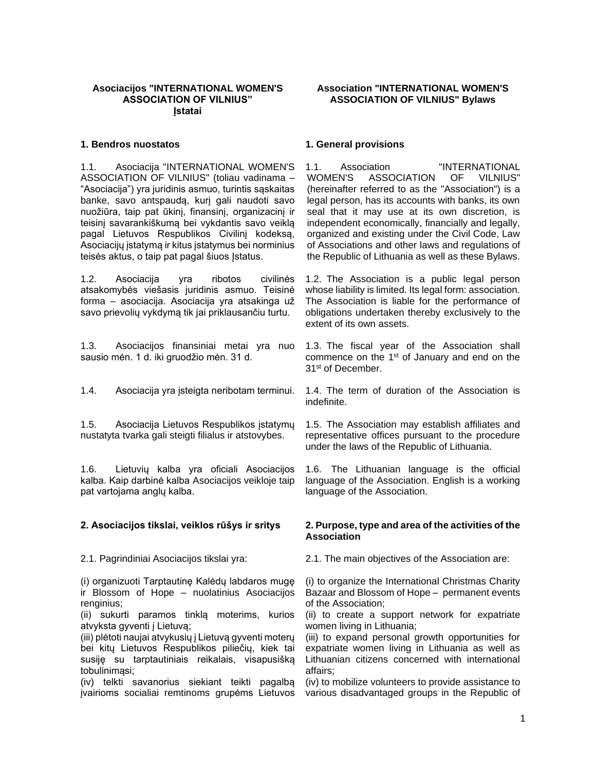**Asociacijos "INTERNATIONAL WOMEN'S ASSOCIATION OF VILNIUS" Įstatai**

**Association "INTERNATIONAL WOMEN'S ASSOCIATION OF VILNIUS" Bylaws**

## 1. Bendros nuostatos

1.1. Asociacija "INTERNATIONAL WOMEN'S ASSOCIATION OF VILNIUS" (toliau vadinama – "Asociacija") yra juridinis asmuo, turintis sąskaitas banke, savo antspaudą, kurį gali naudoti savo nuožiūra, taip pat ūkinį, finansinį, organizacinį ir teisinį savarankiškumą bei vykdantis savo veiklą pagal Lietuvos Respublikos Civilinį kodeksą, Asociacijų įstatymą ir kitus įstatymus bei norminius teisės aktus, o taip pat pagal šiuos Įstatus.

1.2. Asociacija yra ribotos civilinės atsakomybės viešasis juridinis asmuo. Teisinė forma – asociacija. Asociacija yra atsakinga už savo prievolių vykdymą tik jai priklausančiu turtu.

1.3. Asociacijos finansiniai metai yra nuo sausio mėn. 1 d. iki gruodžio mėn. 31 d.

1.4. Asociacija yra įsteigta neribotam terminui.

1.5. Asociacija Lietuvos Respublikos įstatymų nustatyta tvarka gali steigti filialus ir atstovybes.

1.6. Lietuvių kalba yra oficiali Asociacijos kalba. Kaip darbinė kalba Asociacijos veikloje taip pat vartojama anglų kalba.

## 1. General provisions

1.1. Association "INTERNATIONAL WOMEN'S ASSOCIATION OF VILNIUS" (hereinafter referred to as the "Association") is a legal person, has its accounts with banks, its own seal that it may use at its own discretion, is independent economically, financially and legally, organized and existing under the Civil Code, Law of Associations and other laws and regulations of the Republic of Lithuania as well as these Bylaws.

1.2. The Association is a public legal person whose liability is limited. Its legal form: association. The Association is liable for the performance of obligations undertaken thereby exclusively to the extent of its own assets.

1.3. The fiscal year of the Association shall commence on the 1st of January and end on the 31st of December.

1.4. The term of duration of the Association is indefinite.

1.5. The Association may establish affiliates and representative offices pursuant to the procedure under the laws of the Republic of Lithuania.

1.6. The Lithuanian language is the official language of the Association. English is a working language of the Association.

## 2. Asociacijos tikslai, veiklos rūšys ir sritys

2.1. Pagrindiniai Asociacijos tikslai yra:

(i) organizuoti Tarptautinę Kalėdų labdaros mugę ir Blossom of Hope – nuolatinius Asociacijos renginius;
(ii) sukurti paramos tinklą moterims, kurios atvyksta gyventi į Lietuvą;
(iii) plėtoti naujai atvykusių į Lietuvą gyventi moterų bei kitų Lietuvos Respublikos piliečių, kiek tai susiję su tarptautiniais reikalais, visapusišką tobulinimąsi;
(iv) telkti savanorius siekiant teikti pagalbą įvairioms socialiai remtinoms grupėms Lietuvos

## 2. Purpose, type and area of the activities of the Association

2.1. The main objectives of the Association are:

(i) to organize the International Christmas Charity Bazaar and Blossom of Hope – permanent events of the Association;
(ii) to create a support network for expatriate women living in Lithuania;
(iii) to expand personal growth opportunities for expatriate women living in Lithuania as well as Lithuanian citizens concerned with international affairs;
(iv) to mobilize volunteers to provide assistance to various disadvantaged groups in the Republic of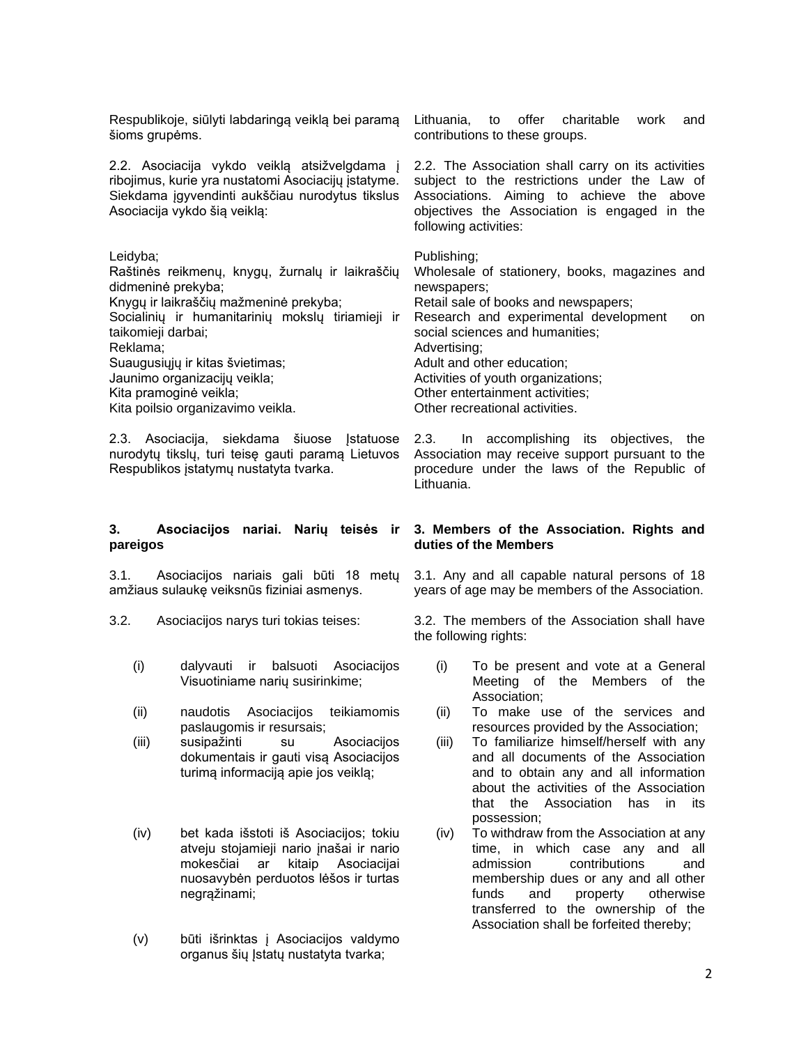| | |
|---|---|
| Respublikoje, siūlyti labdaringą veiklą bei paramą šioms grupėms. | Lithuania, to offer charitable work and contributions to these groups. |
| 2.2. Asociacija vykdo veiklą atsižvelgdama į ribojimus, kurie yra nustatomi Asociacijų įstatyme. Siekdama įgyvendinti aukščiau nurodytus tikslus Asociacija vykdo šią veiklą: | 2.2. The Association shall carry on its activities subject to the restrictions under the Law of Associations. Aiming to achieve the above objectives the Association is engaged in the following activities: |
| Leidyba;<br>Raštinės reikmenų, knygų, žurnalų ir laikraščių didmeninė prekyba;<br>Knygų ir laikraščių mažmeninė prekyba;<br>Socialinių ir humanitarinių mokslų tiriamieji ir taikomieji darbai;<br>Reklama;<br>Suaugusiųjų ir kitas švietimas;<br>Jaunimo organizacijų veikla;<br>Kita pramoginė veikla;<br>Kita poilsio organizavimo veikla. | Publishing;<br>Wholesale of stationery, books, magazines and newspapers;<br>Retail sale of books and newspapers;<br>Research and experimental development on social sciences and humanities;<br>Advertising;<br>Adult and other education;<br>Activities of youth organizations;<br>Other entertainment activities;<br>Other recreational activities. |
| 2.3. Asociacija, siekdama šiuose Įstatuose nurodytų tikslų, turi teisę gauti paramą Lietuvos Respublikos įstatymų nustatyta tvarka. | 2.3. In accomplishing its objectives, the Association may receive support pursuant to the procedure under the laws of the Republic of Lithuania. |
| **3. Asociacijos nariai. Narių teisės ir pareigos** | **3. Members of the Association. Rights and duties of the Members** |
| 3.1. Asociacijos nariais gali būti 18 metų amžiaus sulaukę veiksnūs fiziniai asmenys. | 3.1. Any and all capable natural persons of 18 years of age may be members of the Association. |
| 3.2. Asociacijos narys turi tokias teises: | 3.2. The members of the Association shall have the following rights: |
| (i) dalyvauti ir balsuoti Asociacijos Visuotiniame narių susirinkime; | (i) To be present and vote at a General Meeting of the Members of the Association; |
| (ii) naudotis Asociacijos teikiamomis paslaugomis ir resursais; | (ii) To make use of the services and resources provided by the Association; |
| (iii) susipažinti su Asociacijos dokumentais ir gauti visą Asociacijos turimą informaciją apie jos veiklą; | (iii) To familiarize himself/herself with any and all documents of the Association and to obtain any and all information about the activities of the Association that the Association has in its possession; |
| (iv) bet kada išstoti iš Asociacijos; tokiu atveju stojamieji nario įnašai ir nario mokesčiai ar kitaip Asociacijai nuosavybėn perduotos lėšos ir turtas negrąžinami; | (iv) To withdraw from the Association at any time, in which case any and all admission contributions and membership dues or any and all other funds and property otherwise transferred to the ownership of the Association shall be forfeited thereby; |
| (v) būti išrinktas į Asociacijos valdymo organus šių Įstatų nustatyta tvarka; | |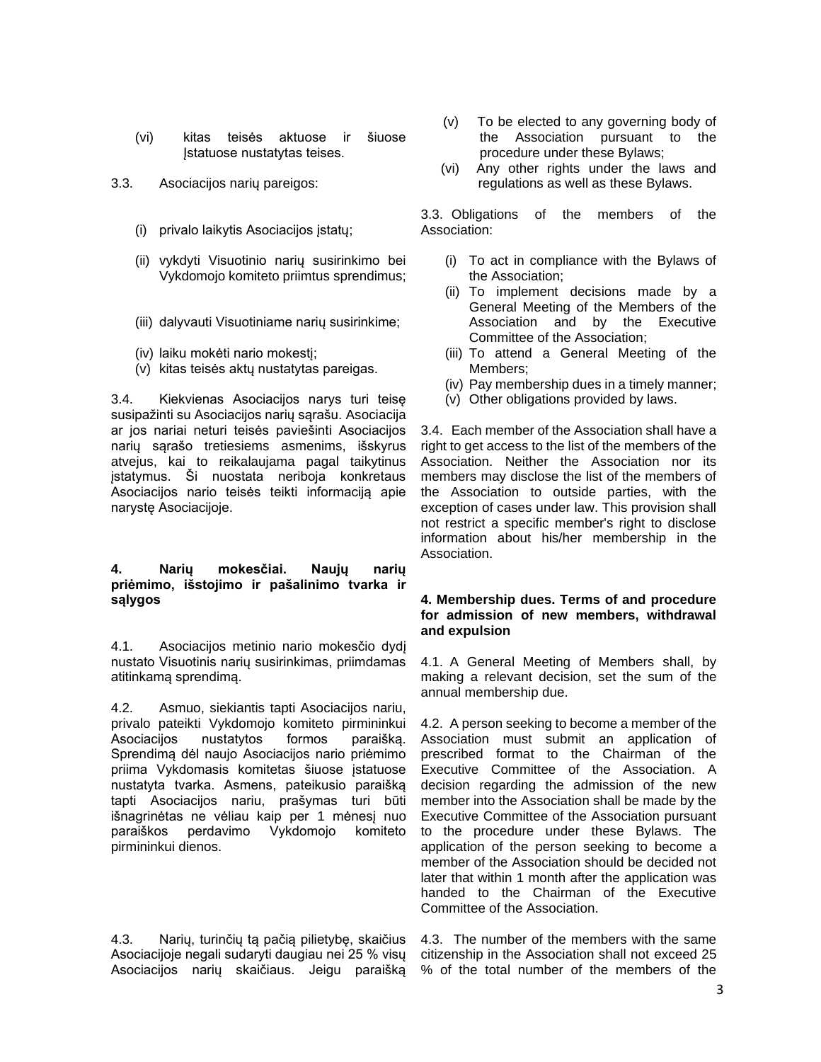(vi) kitas teisės aktuose ir šiuose Įstatuose nustatytas teises.

3.3. Asociacijos narių pareigos:

(i) privalo laikytis Asociacijos įstatų;

(ii) vykdyti Visuotinio narių susirinkimo bei Vykdomojo komiteto priimtus sprendimus;

(iii) dalyvauti Visuotiniame narių susirinkime;

(iv) laiku mokėti nario mokestį;

(v) kitas teisės aktų nustatytas pareigas.

3.4. Kiekvienas Asociacijos narys turi teisę susipažinti su Asociacijos narių sąrašu. Asociacija ar jos nariai neturi teisės paviešinti Asociacijos narių sąrašo tretiesiems asmenims, išskyrus atvejus, kai to reikalaujama pagal taikytinus įstatymus. Ši nuostata neriboja konkretaus Asociacijos nario teisės teikti informaciją apie narystę Asociacijoje.

**4. Narių mokesčiai. Naujų narių priėmimo, išstojimo ir pašalinimo tvarka ir sąlygos**

4.1. Asociacijos metinio nario mokesčio dydį nustato Visuotinis narių susirinkimas, priimdamas atitinkamą sprendimą.

4.2. Asmuo, siekiantis tapti Asociacijos nariu, privalo pateikti Vykdomojo komiteto pirmininkui Asociacijos nustatytos formos paraišką. Sprendimą dėl naujo Asociacijos nario priėmimo priima Vykdomasis komitetas šiuose įstatuose nustatyta tvarka. Asmens, pateikusio paraišką tapti Asociacijos nariu, prašymas turi būti išnagrinėtas ne vėliau kaip per 1 mėnesį nuo paraiškos perdavimo Vykdomojo komiteto pirmininkui dienos.

4.3. Narių, turinčių tą pačią pilietybę, skaičius Asociacijoje negali sudaryti daugiau nei 25 % visų Asociacijos narių skaičiaus. Jeigu paraišką

(v) To be elected to any governing body of the Association pursuant to the procedure under these Bylaws;

(vi) Any other rights under the laws and regulations as well as these Bylaws.

3.3. Obligations of the members of the Association:

(i) To act in compliance with the Bylaws of the Association;

(ii) To implement decisions made by a General Meeting of the Members of the Association and by the Executive Committee of the Association;

(iii) To attend a General Meeting of the Members;

(iv) Pay membership dues in a timely manner;

(v) Other obligations provided by laws.

3.4. Each member of the Association shall have a right to get access to the list of the members of the Association. Neither the Association nor its members may disclose the list of the members of the Association to outside parties, with the exception of cases under law. This provision shall not restrict a specific member's right to disclose information about his/her membership in the Association.

**4. Membership dues. Terms of and procedure for admission of new members, withdrawal and expulsion**

4.1. A General Meeting of Members shall, by making a relevant decision, set the sum of the annual membership due.

4.2. A person seeking to become a member of the Association must submit an application of prescribed format to the Chairman of the Executive Committee of the Association. A decision regarding the admission of the new member into the Association shall be made by the Executive Committee of the Association pursuant to the procedure under these Bylaws. The application of the person seeking to become a member of the Association should be decided not later that within 1 month after the application was handed to the Chairman of the Executive Committee of the Association.

4.3. The number of the members with the same citizenship in the Association shall not exceed 25 % of the total number of the members of the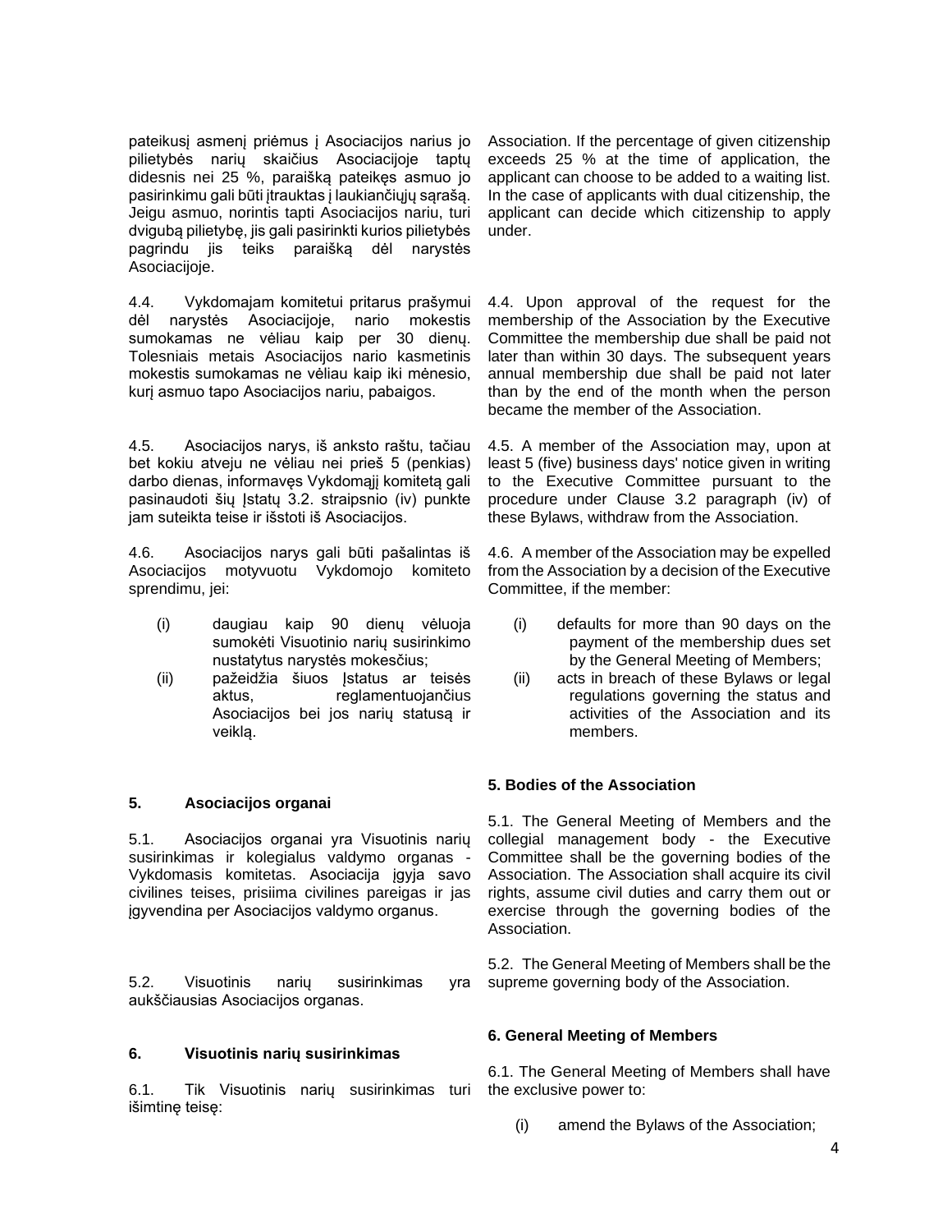pateikusį asmenį priėmus į Asociacijos narius jo pilietybės narių skaičius Asociacijoje taptų didesnis nei 25 %, paraišką pateikęs asmuo jo pasirinkimu gali būti įtrauktas į laukiančiųjų sąrašą. Jeigu asmuo, norintis tapti Asociacijos nariu, turi dvigubą pilietybę, jis gali pasirinkti kurios pilietybės pagrindu jis teiks paraišką dėl narystės Asociacijoje.

4.4. Vykdomajam komitetui pritarus prašymui dėl narystės Asociacijoje, nario mokestis sumokamas ne vėliau kaip per 30 dienų. Tolesniais metais Asociacijos nario kasmetinis mokestis sumokamas ne vėliau kaip iki mėnesio, kurį asmuo tapo Asociacijos nariu, pabaigos.

4.5. Asociacijos narys, iš anksto raštu, tačiau bet kokiu atveju ne vėliau nei prieš 5 (penkias) darbo dienas, informavęs Vykdomąjį komitetą gali pasinaudoti šių Įstatų 3.2. straipsnio (iv) punkte jam suteikta teise ir išstoti iš Asociacijos.

4.6. Asociacijos narys gali būti pašalintas iš Asociacijos motyvuotu Vykdomojo komiteto sprendimu, jei:

(i) daugiau kaip 90 dienų vėluoja sumokėti Visuotinio narių susirinkimo nustatytus narystės mokesčius;
(ii) pažeidžia šiuos Įstatus ar teisės aktus, reglamentuojančius Asociacijos bei jos narių statusą ir veiklą.

## 5. Asociacijos organai

5.1. Asociacijos organai yra Visuotinis narių susirinkimas ir kolegialus valdymo organas - Vykdomasis komitetas. Asociacija įgyja savo civilines teises, prisiima civilines pareigas ir jas įgyvendina per Asociacijos valdymo organus.

5.2. Visuotinis narių susirinkimas yra aukščiausias Asociacijos organas.

## 6. Visuotinis narių susirinkimas

6.1. Tik Visuotinis narių susirinkimas turi išimtinę teisę:

Association. If the percentage of given citizenship exceeds 25 % at the time of application, the applicant can choose to be added to a waiting list. In the case of applicants with dual citizenship, the applicant can decide which citizenship to apply under.

4.4. Upon approval of the request for the membership of the Association by the Executive Committee the membership due shall be paid not later than within 30 days. The subsequent years annual membership due shall be paid not later than by the end of the month when the person became the member of the Association.

4.5. A member of the Association may, upon at least 5 (five) business days' notice given in writing to the Executive Committee pursuant to the procedure under Clause 3.2 paragraph (iv) of these Bylaws, withdraw from the Association.

4.6. A member of the Association may be expelled from the Association by a decision of the Executive Committee, if the member:

(i) defaults for more than 90 days on the payment of the membership dues set by the General Meeting of Members;
(ii) acts in breach of these Bylaws or legal regulations governing the status and activities of the Association and its members.

## 5. Bodies of the Association

5.1. The General Meeting of Members and the collegial management body - the Executive Committee shall be the governing bodies of the Association. The Association shall acquire its civil rights, assume civil duties and carry them out or exercise through the governing bodies of the Association.

5.2. The General Meeting of Members shall be the supreme governing body of the Association.

## 6. General Meeting of Members

6.1. The General Meeting of Members shall have the exclusive power to:

(i) amend the Bylaws of the Association;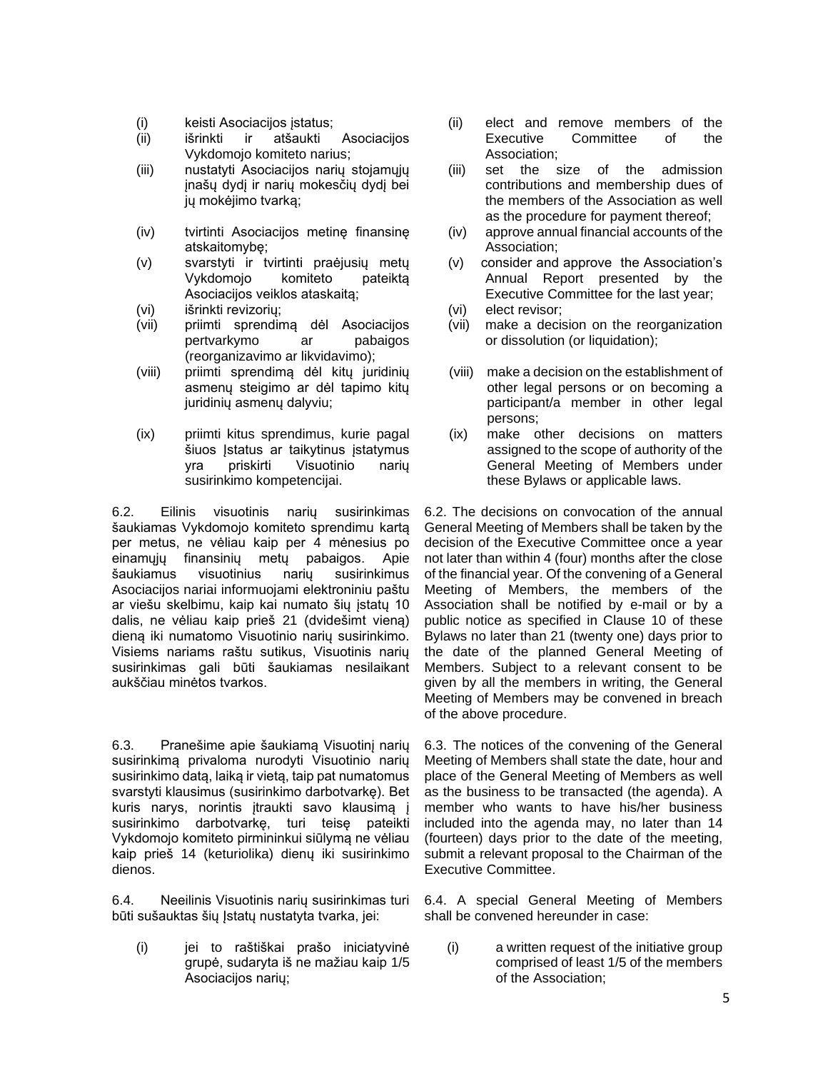(i) keisti Asociacijos įstatus;

(ii) išrinkti ir atšaukti Asociacijos Vykdomojo komiteto narius;

(iii) nustatyti Asociacijos narių stojamųjų įnašų dydį ir narių mokesčių dydį bei jų mokėjimo tvarką;

(iv) tvirtinti Asociacijos metinę finansinę atskaitomybę;

(v) svarstyti ir tvirtinti praėjusių metų Vykdomojo komiteto pateiktą Asociacijos veiklos ataskaitą;

(vi) išrinkti revizorių;

(vii) priimti sprendimą dėl Asociacijos pertvarkymo ar pabaigos (reorganizavimo ar likvidavimo);

(viii) priimti sprendimą dėl kitų juridinių asmenų steigimo ar dėl tapimo kitų juridinių asmenų dalyviu;

(ix) priimti kitus sprendimus, kurie pagal šiuos Įstatus ar taikytinus įstatymus yra priskirti Visuotinio narių susirinkimo kompetencijai.

(ii) elect and remove members of the Executive Committee of the Association;

(iii) set the size of the admission contributions and membership dues of the members of the Association as well as the procedure for payment thereof;

(iv) approve annual financial accounts of the Association;

(v) consider and approve the Association's Annual Report presented by the Executive Committee for the last year;

(vi) elect revisor;

(vii) make a decision on the reorganization or dissolution (or liquidation);

(viii) make a decision on the establishment of other legal persons or on becoming a participant/a member in other legal persons;

(ix) make other decisions on matters assigned to the scope of authority of the General Meeting of Members under these Bylaws or applicable laws.

6.2. Eilinis visuotinis narių susirinkimas šaukiamas Vykdomojo komiteto sprendimu kartą per metus, ne vėliau kaip per 4 mėnesius po einamųjų finansinių metų pabaigos. Apie šaukiamus visuotinius narių susirinkimus Asociacijos nariai informuojami elektroniniu paštu ar viešu skelbimu, kaip kai numato šių įstatų 10 dalis, ne vėliau kaip prieš 21 (dvidešimt vieną) dieną iki numatomo Visuotinio narių susirinkimo. Visiems nariams raštu sutikus, Visuotinis narių susirinkimas gali būti šaukiamas nesilaikant aukščiau minėtos tvarkos.

6.2. The decisions on convocation of the annual General Meeting of Members shall be taken by the decision of the Executive Committee once a year not later than within 4 (four) months after the close of the financial year. Of the convening of a General Meeting of Members, the members of the Association shall be notified by e-mail or by a public notice as specified in Clause 10 of these Bylaws no later than 21 (twenty one) days prior to the date of the planned General Meeting of Members. Subject to a relevant consent to be given by all the members in writing, the General Meeting of Members may be convened in breach of the above procedure.

6.3. Pranešime apie šaukiamą Visuotinį narių susirinkimą privaloma nurodyti Visuotinio narių susirinkimo datą, laiką ir vietą, taip pat numatomus svarstyti klausimus (susirinkimo darbotvarkę). Bet kuris narys, norintis įtraukti savo klausimą į susirinkimo darbotvarkę, turi teisę pateikti Vykdomojo komiteto pirmininkui siūlymą ne vėliau kaip prieš 14 (keturiolika) dienų iki susirinkimo dienos.

6.3. The notices of the convening of the General Meeting of Members shall state the date, hour and place of the General Meeting of Members as well as the business to be transacted (the agenda). A member who wants to have his/her business included into the agenda may, no later than 14 (fourteen) days prior to the date of the meeting, submit a relevant proposal to the Chairman of the Executive Committee.

6.4. Neeilinis Visuotinis narių susirinkimas turi būti sušauktas šių Įstatų nustatyta tvarka, jei:

(i) jei to raštiškai prašo iniciatyvinė grupė, sudaryta iš ne mažiau kaip 1/5 Asociacijos narių;

6.4. A special General Meeting of Members shall be convened hereunder in case:

(i) a written request of the initiative group comprised of least 1/5 of the members of the Association;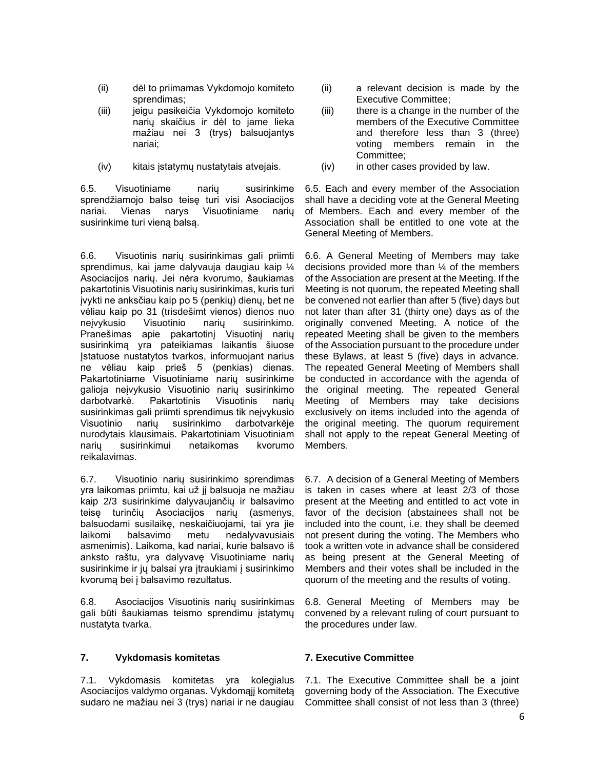(ii) dėl to priimamas Vykdomojo komiteto sprendimas;

(iii) jeigu pasikeičia Vykdomojo komiteto narių skaičius ir dėl to jame lieka mažiau nei 3 (trys) balsuojantys nariai;

(iv) kitais įstatymų nustatytais atvejais.

(ii) a relevant decision is made by the Executive Committee;

(iii) there is a change in the number of the members of the Executive Committee and therefore less than 3 (three) voting members remain in the Committee;

(iv) in other cases provided by law.

6.5. Visuotiniame narių susirinkime sprendžiamojo balso teisę turi visi Asociacijos nariai. Vienas narys Visuotiniame narių susirinkime turi vieną balsą.

6.5. Each and every member of the Association shall have a deciding vote at the General Meeting of Members. Each and every member of the Association shall be entitled to one vote at the General Meeting of Members.

6.6. Visuotinis narių susirinkimas gali priimti sprendimus, kai jame dalyvauja daugiau kaip ¼ Asociacijos narių. Jei nėra kvorumo, šaukiamas pakartotinis Visuotinis narių susirinkimas, kuris turi įvykti ne anksčiau kaip po 5 (penkių) dienų, bet ne vėliau kaip po 31 (trisdešimt vienos) dienos nuo neįvykusio Visuotinio narių susirinkimo. Pranešimas apie pakartotinį Visuotinį narių susirinkimą yra pateikiamas laikantis šiuose Įstatuose nustatytos tvarkos, informuojant narius ne vėliau kaip prieš 5 (penkias) dienas. Pakartotiniame Visuotiniame narių susirinkime galioja neįvykusio Visuotinio narių susirinkimo darbotvarkė. Pakartotinis Visuotinis narių susirinkimas gali priimti sprendimus tik neįvykusio Visuotinio narių susirinkimo darbotvarkėje nurodytais klausimais. Pakartotiniam Visuotiniam narių susirinkimui netaikomas kvorumo reikalavimas.

6.6. A General Meeting of Members may take decisions provided more than ¼ of the members of the Association are present at the Meeting. If the Meeting is not quorum, the repeated Meeting shall be convened not earlier than after 5 (five) days but not later than after 31 (thirty one) days as of the originally convened Meeting. A notice of the repeated Meeting shall be given to the members of the Association pursuant to the procedure under these Bylaws, at least 5 (five) days in advance. The repeated General Meeting of Members shall be conducted in accordance with the agenda of the original meeting. The repeated General Meeting of Members may take decisions exclusively on items included into the agenda of the original meeting. The quorum requirement shall not apply to the repeat General Meeting of Members.

6.7. Visuotinio narių susirinkimo sprendimas yra laikomas priimtu, kai už jį balsuoja ne mažiau kaip 2/3 susirinkime dalyvaujančių ir balsavimo teisę turinčių Asociacijos narių (asmenys, balsuodami susilaikę, neskaičiuojami, tai yra jie laikomi balsavimo metu nedalyvavusiais asmenimis). Laikoma, kad nariai, kurie balsavo iš anksto raštu, yra dalyvavę Visuotiniame narių susirinkime ir jų balsai yra įtraukiami į susirinkimo kvorumą bei į balsavimo rezultatus.

6.7. A decision of a General Meeting of Members is taken in cases where at least 2/3 of those present at the Meeting and entitled to act vote in favor of the decision (abstainees shall not be included into the count, i.e. they shall be deemed not present during the voting. The Members who took a written vote in advance shall be considered as being present at the General Meeting of Members and their votes shall be included in the quorum of the meeting and the results of voting.

6.8. Asociacijos Visuotinis narių susirinkimas gali būti šaukiamas teismo sprendimu įstatymų nustatyta tvarka.

6.8. General Meeting of Members may be convened by a relevant ruling of court pursuant to the procedures under law.

## 7. Vykdomasis komitetas

## 7. Executive Committee

7.1. Vykdomasis komitetas yra kolegialus Asociacijos valdymo organas. Vykdomąjį komitetą sudaro ne mažiau nei 3 (trys) nariai ir ne daugiau

7.1. The Executive Committee shall be a joint governing body of the Association. The Executive Committee shall consist of not less than 3 (three)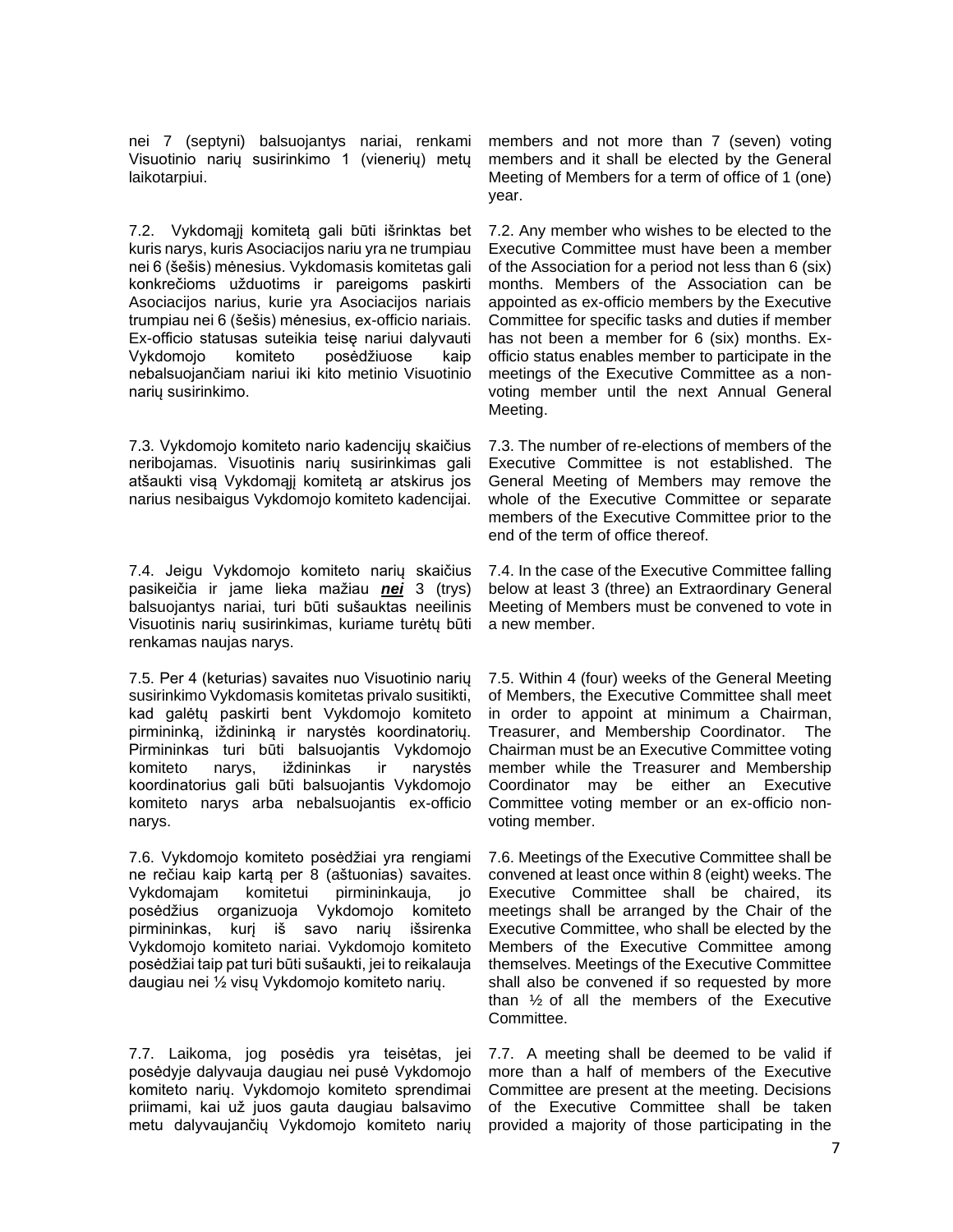nei 7 (septyni) balsuojantys nariai, renkami Visuotinio narių susirinkimo 1 (vienerių) metų laikotarpiui.

members and not more than 7 (seven) voting members and it shall be elected by the General Meeting of Members for a term of office of 1 (one) year.

7.2. Vykdomąjį komitetą gali būti išrinktas bet kuris narys, kuris Asociacijos nariu yra ne trumpiau nei 6 (šešis) mėnesius. Vykdomasis komitetas gali konkrečioms užduotims ir pareigoms paskirti Asociacijos narius, kurie yra Asociacijos nariais trumpiau nei 6 (šešis) mėnesius, ex-officio nariais. Ex-officio statusas suteikia teisę nariui dalyvauti Vykdomojo komiteto posėdžiuose kaip nebalsuojančiam nariui iki kito metinio Visuotinio narių susirinkimo.

7.2. Any member who wishes to be elected to the Executive Committee must have been a member of the Association for a period not less than 6 (six) months. Members of the Association can be appointed as ex-officio members by the Executive Committee for specific tasks and duties if member has not been a member for 6 (six) months. Ex-officio status enables member to participate in the meetings of the Executive Committee as a non-voting member until the next Annual General Meeting.

7.3. Vykdomojo komiteto nario kadencijų skaičius neribojamas. Visuotinis narių susirinkimas gali atšaukti visą Vykdomąjį komitetą ar atskirus jos narius nesibaigus Vykdomojo komiteto kadencijai.

7.3. The number of re-elections of members of the Executive Committee is not established. The General Meeting of Members may remove the whole of the Executive Committee or separate members of the Executive Committee prior to the end of the term of office thereof.

7.4. Jeigu Vykdomojo komiteto narių skaičius pasikeičia ir jame lieka mažiau ***nei*** 3 (trys) balsuojantys nariai, turi būti sušauktas neeilinis Visuotinis narių susirinkimas, kuriame turėtų būti renkamas naujas narys.

7.4. In the case of the Executive Committee falling below at least 3 (three) an Extraordinary General Meeting of Members must be convened to vote in a new member.

7.5. Per 4 (keturias) savaites nuo Visuotinio narių susirinkimo Vykdomasis komitetas privalo susitikti, kad galėtų paskirti bent Vykdomojo komiteto pirmininką, iždininką ir narystės koordinatorių. Pirmininkas turi būti balsuojantis Vykdomojo komiteto narys, iždininkas ir narystės koordinatorius gali būti balsuojantis Vykdomojo komiteto narys arba nebalsuojantis ex-officio narys.

7.5. Within 4 (four) weeks of the General Meeting of Members, the Executive Committee shall meet in order to appoint at minimum a Chairman, Treasurer, and Membership Coordinator. The Chairman must be an Executive Committee voting member while the Treasurer and Membership Coordinator may be either an Executive Committee voting member or an ex-officio non-voting member.

7.6. Vykdomojo komiteto posėdžiai yra rengiami ne rečiau kaip kartą per 8 (aštuonias) savaites. Vykdomajam komitetui pirmininkauja, jo posėdžius organizuoja Vykdomojo komiteto pirmininkas, kurį iš savo narių išsirenka Vykdomojo komiteto nariai. Vykdomojo komiteto posėdžiai taip pat turi būti sušaukti, jei to reikalauja daugiau nei ½ visų Vykdomojo komiteto narių.

7.6. Meetings of the Executive Committee shall be convened at least once within 8 (eight) weeks. The Executive Committee shall be chaired, its meetings shall be arranged by the Chair of the Executive Committee, who shall be elected by the Members of the Executive Committee among themselves. Meetings of the Executive Committee shall also be convened if so requested by more than ½ of all the members of the Executive Committee.

7.7. Laikoma, jog posėdis yra teisėtas, jei posėdyje dalyvauja daugiau nei pusė Vykdomojo komiteto narių. Vykdomojo komiteto sprendimai priimami, kai už juos gauta daugiau balsavimo metu dalyvaujančių Vykdomojo komiteto narių

7.7. A meeting shall be deemed to be valid if more than a half of members of the Executive Committee are present at the meeting. Decisions of the Executive Committee shall be taken provided a majority of those participating in the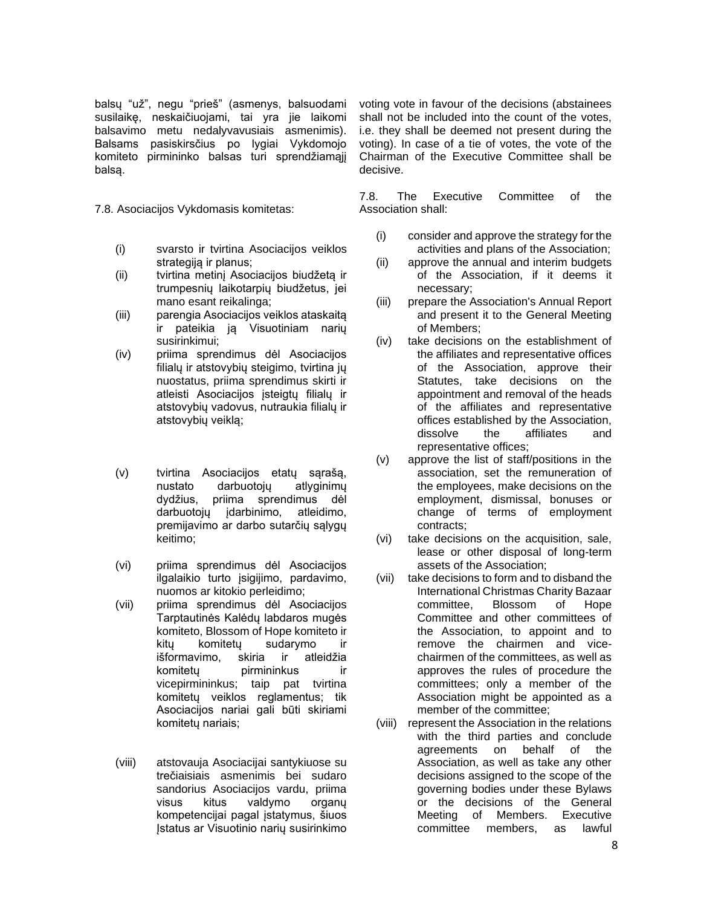balsų "už", negu "prieš" (asmenys, balsuodami susilaikę, neskaičiuojami, tai yra jie laikomi balsavimo metu nedalyvavusiais asmenimis). Balsams pasiskirsčius po lygiai Vykdomojo komiteto pirmininko balsas turi sprendžiamąjį balsą.

7.8. Asociacijos Vykdomasis komitetas:

(i) svarsto ir tvirtina Asociacijos veiklos strategiją ir planus;

(ii) tvirtina metinį Asociacijos biudžetą ir trumpesnių laikotarpių biudžetus, jei mano esant reikalinga;

(iii) parengia Asociacijos veiklos ataskaitą ir pateikia ją Visuotiniam narių susirinkimui;

(iv) priima sprendimus dėl Asociacijos filialų ir atstovybių steigimo, tvirtina jų nuostatus, priima sprendimus skirti ir atleisti Asociacijos įsteigtų filialų ir atstovybių vadovus, nutraukia filialų ir atstovybių veiklą;

(v) tvirtina Asociacijos etatų sąrašą, nustato darbuotojų atlyginimų dydžius, priima sprendimus dėl darbuotojų įdarbinimo, atleidimo, premijavimo ar darbo sutarčių sąlygų keitimo;

(vi) priima sprendimus dėl Asociacijos ilgalaikio turto įsigijimo, pardavimo, nuomos ar kitokio perleidimo;

(vii) priima sprendimus dėl Asociacijos Tarptautinės Kalėdų labdaros mugės komiteto, Blossom of Hope komiteto ir kitų komitetų sudarymo ir išformavimo, skiria ir atleidžia komitetų pirmininkus ir vicepirmininkus; taip pat tvirtina komitetų veiklos reglamentus; tik Asociacijos nariai gali būti skiriami komitetų nariais;

(viii) atstovauja Asociacijai santykiuose su trečiaisiais asmenimis bei sudaro sandorius Asociacijos vardu, priima visus kitus valdymo organų kompetencijai pagal įstatymus, šiuos Įstatus ar Visuotinio narių susirinkimo

voting vote in favour of the decisions (abstainees shall not be included into the count of the votes, i.e. they shall be deemed not present during the voting). In case of a tie of votes, the vote of the Chairman of the Executive Committee shall be decisive.

7.8. The Executive Committee of the Association shall:

(i) consider and approve the strategy for the activities and plans of the Association;

(ii) approve the annual and interim budgets of the Association, if it deems it necessary;

(iii) prepare the Association's Annual Report and present it to the General Meeting of Members;

(iv) take decisions on the establishment of the affiliates and representative offices of the Association, approve their Statutes, take decisions on the appointment and removal of the heads of the affiliates and representative offices established by the Association, dissolve the affiliates and representative offices;

(v) approve the list of staff/positions in the association, set the remuneration of the employees, make decisions on the employment, dismissal, bonuses or change of terms of employment contracts;

(vi) take decisions on the acquisition, sale, lease or other disposal of long-term assets of the Association;

(vii) take decisions to form and to disband the International Christmas Charity Bazaar committee, Blossom of Hope Committee and other committees of the Association, to appoint and to remove the chairmen and vice-chairmen of the committees, as well as approves the rules of procedure the committees; only a member of the Association might be appointed as a member of the committee;

(viii) represent the Association in the relations with the third parties and conclude agreements on behalf of the Association, as well as take any other decisions assigned to the scope of the governing bodies under these Bylaws or the decisions of the General Meeting of Members. Executive committee members, as lawful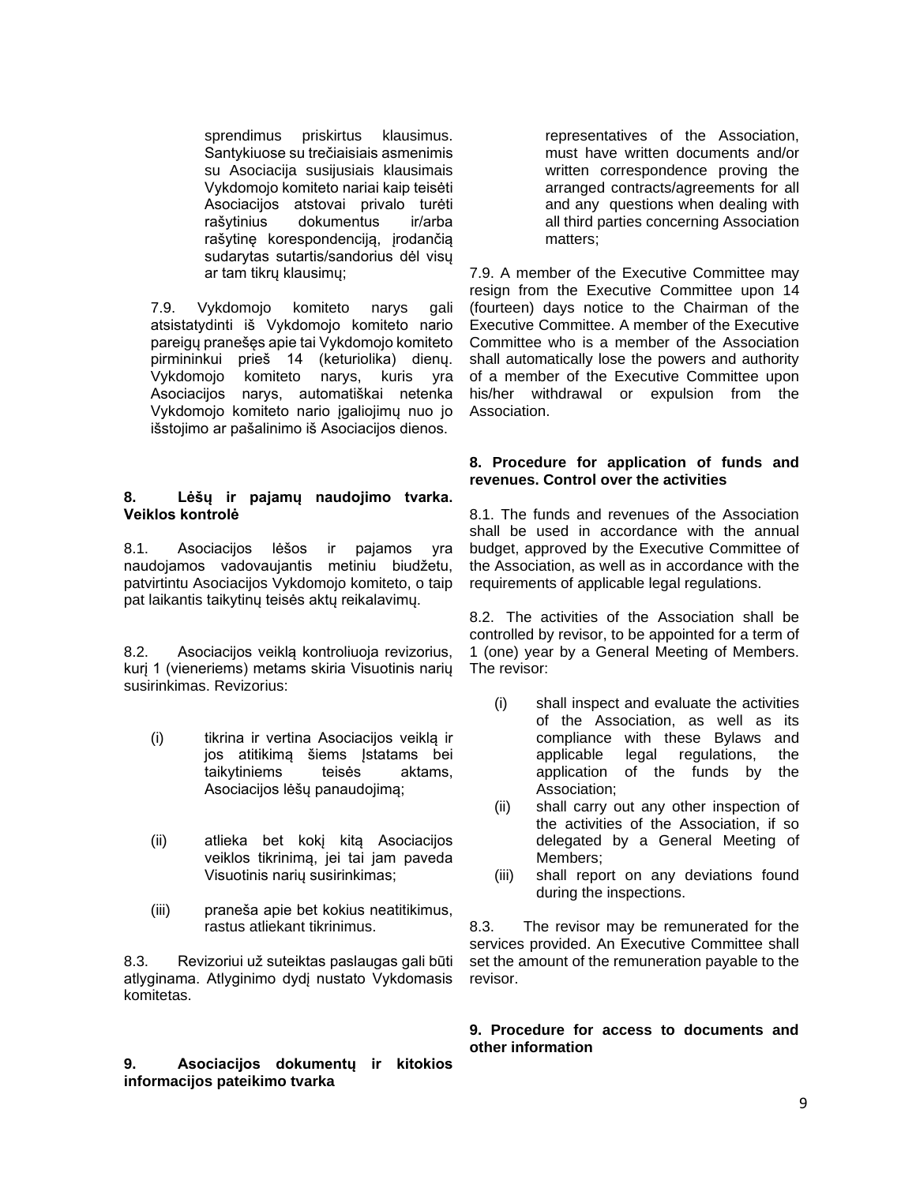sprendimus priskirtus klausimus. Santykiuose su trečiaisiais asmenimis su Asociacija susijusiais klausimais Vykdomojo komiteto nariai kaip teisėti Asociacijos atstovai privalo turėti rašytinius dokumentus ir/arba rašytinę korespondenciją, įrodančią sudarytas sutartis/sandorius dėl visų ar tam tikrų klausimų;

7.9. Vykdomojo komiteto narys gali atsistatydinti iš Vykdomojo komiteto nario pareigų pranešęs apie tai Vykdomojo komiteto pirmininkui prieš 14 (keturiolika) dienų. Vykdomojo komiteto narys, kuris yra Asociacijos narys, automatiškai netenka Vykdomojo komiteto nario įgaliojimų nuo jo išstojimo ar pašalinimo iš Asociacijos dienos.

**8. Lėšų ir pajamų naudojimo tvarka. Veiklos kontrolė**

8.1. Asociacijos lėšos ir pajamos yra naudojamos vadovaujantis metiniu biudžetu, patvirtintu Asociacijos Vykdomojo komiteto, o taip pat laikantis taikytinų teisės aktų reikalavimų.

8.2. Asociacijos veiklą kontroliuoja revizorius, kurį 1 (vieneriems) metams skiria Visuotinis narių susirinkimas. Revizorius:

(i) tikrina ir vertina Asociacijos veiklą ir jos atitikimą šiems Įstatams bei taikytiniems teisės aktams, Asociacijos lėšų panaudojimą;

(ii) atlieka bet kokį kitą Asociacijos veiklos tikrinimą, jei tai jam paveda Visuotinis narių susirinkimas;

(iii) praneša apie bet kokius neatitikimus, rastus atliekant tikrinimus.

8.3. Revizoriui už suteiktas paslaugas gali būti atlyginama. Atlyginimo dydį nustato Vykdomasis komitetas.

**9. Asociacijos dokumentų ir kitokios informacijos pateikimo tvarka**

representatives of the Association, must have written documents and/or written correspondence proving the arranged contracts/agreements for all and any questions when dealing with all third parties concerning Association matters;

7.9. A member of the Executive Committee may resign from the Executive Committee upon 14 (fourteen) days notice to the Chairman of the Executive Committee. A member of the Executive Committee who is a member of the Association shall automatically lose the powers and authority of a member of the Executive Committee upon his/her withdrawal or expulsion from the Association.

**8. Procedure for application of funds and revenues. Control over the activities**

8.1. The funds and revenues of the Association shall be used in accordance with the annual budget, approved by the Executive Committee of the Association, as well as in accordance with the requirements of applicable legal regulations.

8.2. The activities of the Association shall be controlled by revisor, to be appointed for a term of 1 (one) year by a General Meeting of Members. The revisor:

(i) shall inspect and evaluate the activities of the Association, as well as its compliance with these Bylaws and applicable legal regulations, the application of the funds by the Association;
(ii) shall carry out any other inspection of the activities of the Association, if so delegated by a General Meeting of Members;
(iii) shall report on any deviations found during the inspections.

8.3. The revisor may be remunerated for the services provided. An Executive Committee shall set the amount of the remuneration payable to the revisor.

**9. Procedure for access to documents and other information**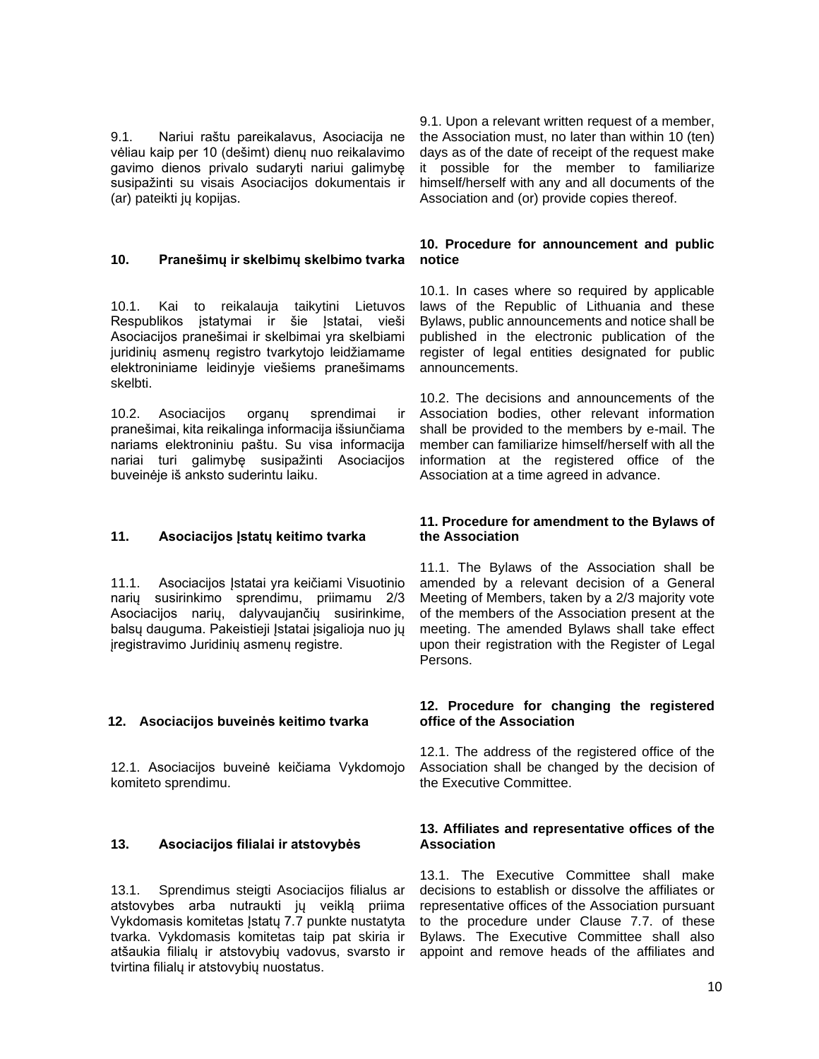9.1. Nariui raštu pareikalavus, Asociacija ne vėliau kaip per 10 (dešimt) dienų nuo reikalavimo gavimo dienos privalo sudaryti nariui galimybę susipažinti su visais Asociacijos dokumentais ir (ar) pateikti jų kopijas.

9.1. Upon a relevant written request of a member, the Association must, no later than within 10 (ten) days as of the date of receipt of the request make it possible for the member to familiarize himself/herself with any and all documents of the Association and (or) provide copies thereof.

## 10. Pranešimų ir skelbimų skelbimo tvarka

## 10. Procedure for announcement and public notice

10.1. Kai to reikalauja taikytini Lietuvos Respublikos įstatymai ir šie Įstatai, vieši Asociacijos pranešimai ir skelbimai yra skelbiami juridinių asmenų registro tvarkytojo leidžiamame elektroniniame leidinyje viešiems pranešimams skelbti.

10.1. In cases where so required by applicable laws of the Republic of Lithuania and these Bylaws, public announcements and notice shall be published in the electronic publication of the register of legal entities designated for public announcements.

10.2. Asociacijos organų sprendimai ir pranešimai, kita reikalinga informacija išsiunčiama nariams elektroniniu paštu. Su visa informacija nariai turi galimybę susipažinti Asociacijos buveinėje iš anksto suderintu laiku.

10.2. The decisions and announcements of the Association bodies, other relevant information shall be provided to the members by e-mail. The member can familiarize himself/herself with all the information at the registered office of the Association at a time agreed in advance.

## 11. Asociacijos Įstatų keitimo tvarka

## 11. Procedure for amendment to the Bylaws of the Association

11.1. Asociacijos Įstatai yra keičiami Visuotinio narių susirinkimo sprendimu, priimamu 2/3 Asociacijos narių, dalyvaujančių susirinkime, balsų dauguma. Pakeistieji Įstatai įsigalioja nuo jų įregistravimo Juridinių asmenų registre.

11.1. The Bylaws of the Association shall be amended by a relevant decision of a General Meeting of Members, taken by a 2/3 majority vote of the members of the Association present at the meeting. The amended Bylaws shall take effect upon their registration with the Register of Legal Persons.

## 12. Asociacijos buveinės keitimo tvarka

## 12. Procedure for changing the registered office of the Association

12.1. Asociacijos buveinė keičiama Vykdomojo komiteto sprendimu.

12.1. The address of the registered office of the Association shall be changed by the decision of the Executive Committee.

## 13. Asociacijos filialai ir atstovybės

## 13. Affiliates and representative offices of the Association

13.1. Sprendimus steigti Asociacijos filialus ar atstovybes arba nutraukti jų veiklą priima Vykdomasis komitetas Įstatų 7.7 punkte nustatyta tvarka. Vykdomasis komitetas taip pat skiria ir atšaukia filialų ir atstovybių vadovus, svarsto ir tvirtina filialų ir atstovybių nuostatus.

13.1. The Executive Committee shall make decisions to establish or dissolve the affiliates or representative offices of the Association pursuant to the procedure under Clause 7.7. of these Bylaws. The Executive Committee shall also appoint and remove heads of the affiliates and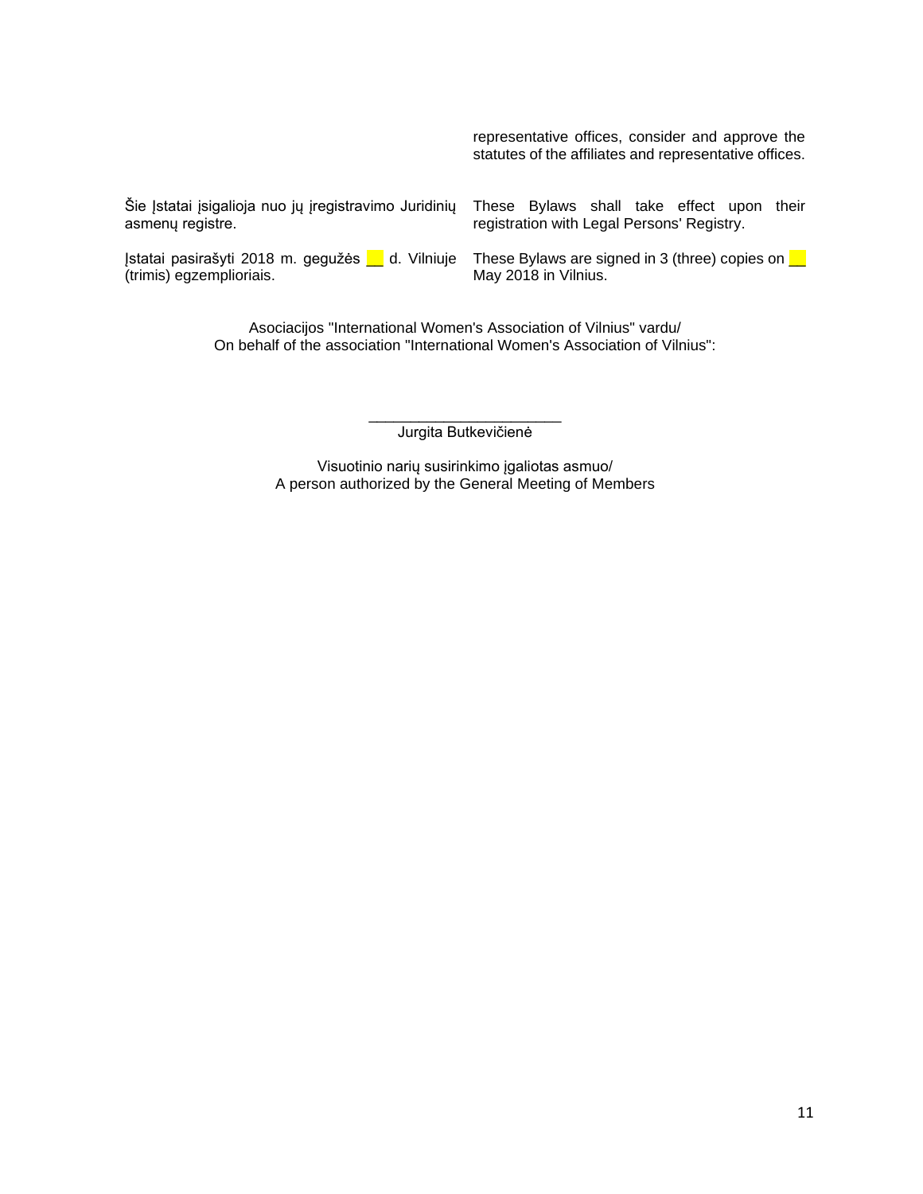| | |
|---|---|
| | representative offices, consider and approve the statutes of the affiliates and representative offices. |
| Šie Įstatai įsigalioja nuo jų įregistravimo Juridinių asmenų registre. | These Bylaws shall take effect upon their registration with Legal Persons' Registry. |
| Įstatai pasirašyti 2018 m. gegužės __ d. Vilniuje (trimis) egzemplioriais. | These Bylaws are signed in 3 (three) copies on __ May 2018 in Vilnius. |

Asociacijos "International Women's Association of Vilnius" vardu/
On behalf of the association "International Women's Association of Vilnius":

_______________________
Jurgita Butkevičienė

Visuotinio narių susirinkimo įgaliotas asmuo/
A person authorized by the General Meeting of Members